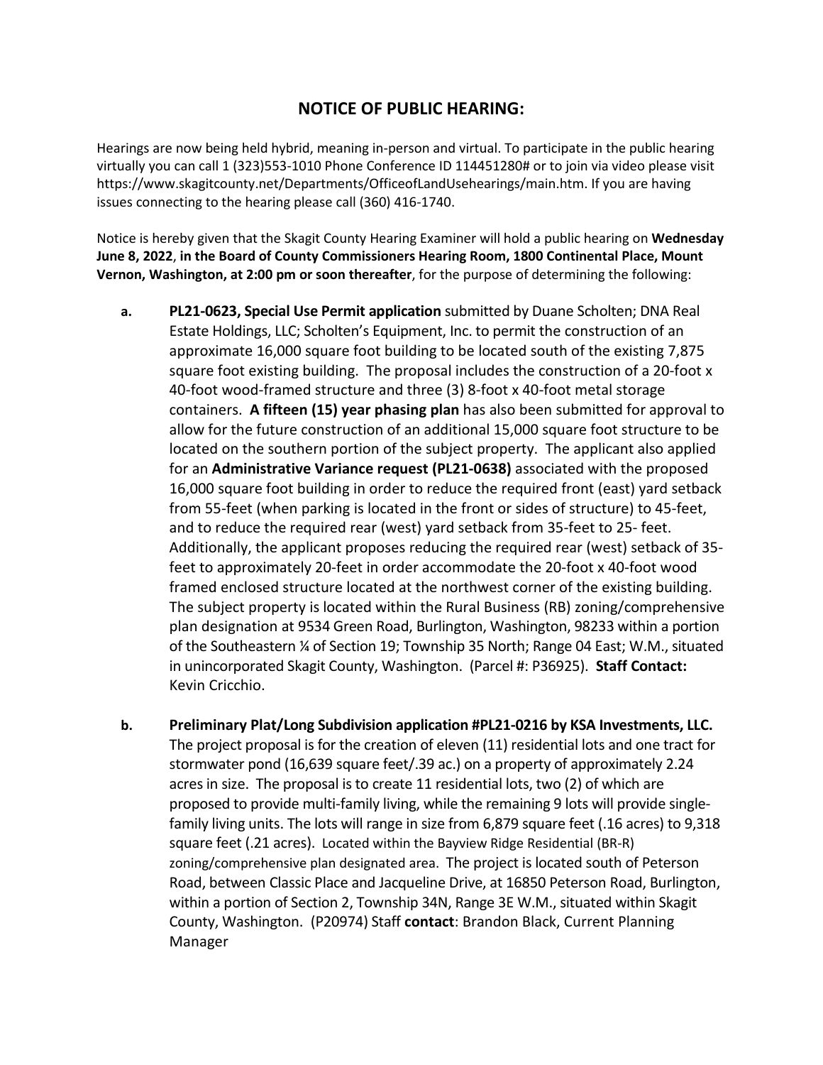# NOTICE OF PUBLIC HEARING:

Hearings are now being held hybrid, meaning in-person and virtual. To participate in the public hearing virtually you can call 1 (323)553-1010 Phone Conference ID 114451280# or to join via video please visit https://www.skagitcounty.net/Departments/OfficeofLandUsehearings/main.htm. If you are having issues connecting to the hearing please call (360) 416-1740.

Notice is hereby given that the Skagit County Hearing Examiner will hold a public hearing on **Wednesday June 8, 2022**, **in the Board of County Commissioners Hearing Room, 1800 Continental Place, Mount Vernon, Washington, at 2:00 pm or soon thereafter**, for the purpose of determining the following:

**a.** **PL21-0623, Special Use Permit application** submitted by Duane Scholten; DNA Real Estate Holdings, LLC; Scholten's Equipment, Inc. to permit the construction of an approximate 16,000 square foot building to be located south of the existing 7,875 square foot existing building. The proposal includes the construction of a 20-foot x 40-foot wood-framed structure and three (3) 8-foot x 40-foot metal storage containers. **A fifteen (15) year phasing plan** has also been submitted for approval to allow for the future construction of an additional 15,000 square foot structure to be located on the southern portion of the subject property. The applicant also applied for an **Administrative Variance request (PL21-0638)** associated with the proposed 16,000 square foot building in order to reduce the required front (east) yard setback from 55-feet (when parking is located in the front or sides of structure) to 45-feet, and to reduce the required rear (west) yard setback from 35-feet to 25- feet. Additionally, the applicant proposes reducing the required rear (west) setback of 35-feet to approximately 20-feet in order accommodate the 20-foot x 40-foot wood framed enclosed structure located at the northwest corner of the existing building. The subject property is located within the Rural Business (RB) zoning/comprehensive plan designation at 9534 Green Road, Burlington, Washington, 98233 within a portion of the Southeastern ¼ of Section 19; Township 35 North; Range 04 East; W.M., situated in unincorporated Skagit County, Washington. (Parcel #: P36925). **Staff Contact:** Kevin Cricchio.

**b.** **Preliminary Plat/Long Subdivision application #PL21-0216 by KSA Investments, LLC.** The project proposal is for the creation of eleven (11) residential lots and one tract for stormwater pond (16,639 square feet/.39 ac.) on a property of approximately 2.24 acres in size. The proposal is to create 11 residential lots, two (2) of which are proposed to provide multi-family living, while the remaining 9 lots will provide single-family living units. The lots will range in size from 6,879 square feet (.16 acres) to 9,318 square feet (.21 acres). Located within the Bayview Ridge Residential (BR-R) zoning/comprehensive plan designated area. The project is located south of Peterson Road, between Classic Place and Jacqueline Drive, at 16850 Peterson Road, Burlington, within a portion of Section 2, Township 34N, Range 3E W.M., situated within Skagit County, Washington. (P20974) Staff **contact**: Brandon Black, Current Planning Manager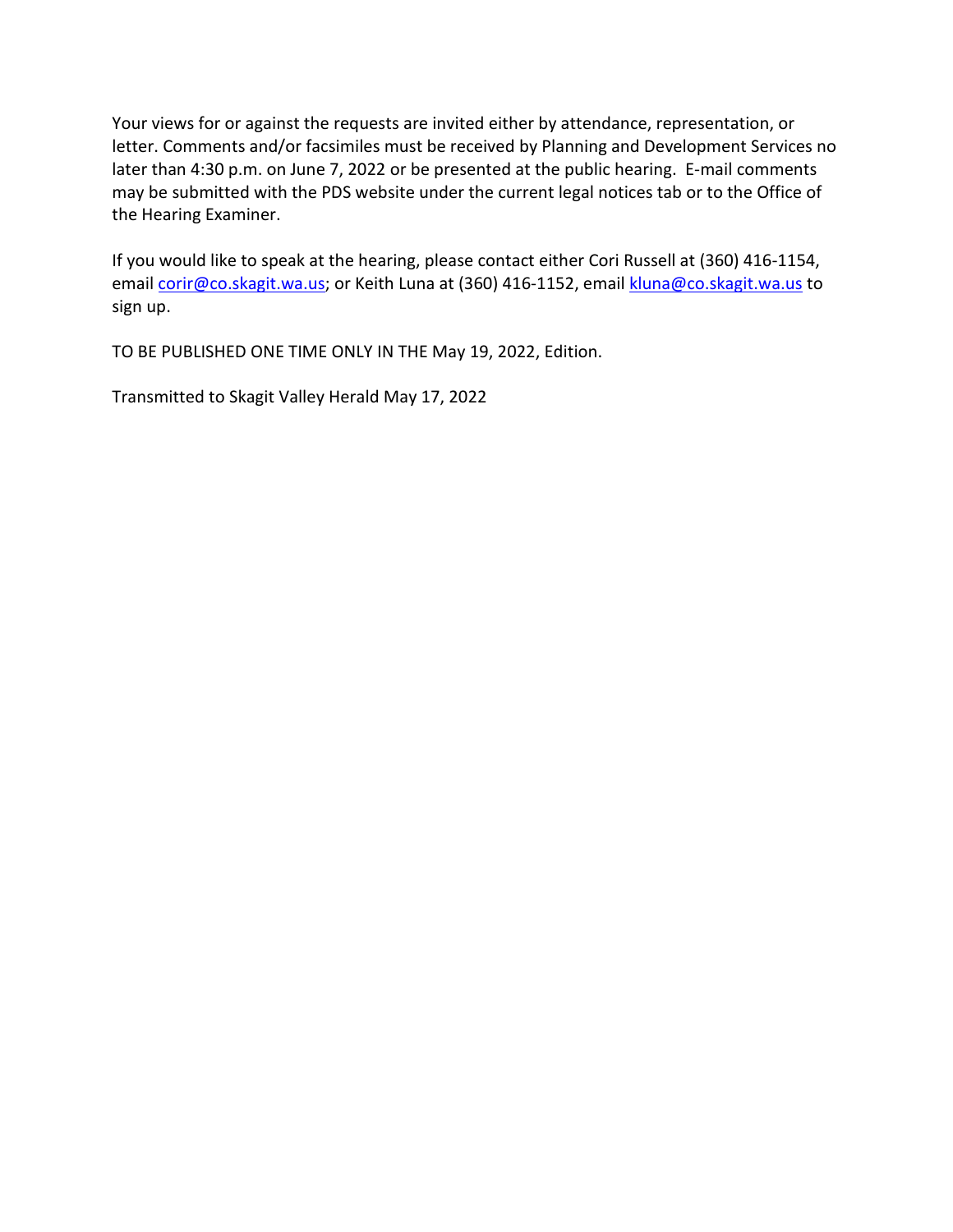Your views for or against the requests are invited either by attendance, representation, or letter. Comments and/or facsimiles must be received by Planning and Development Services no later than 4:30 p.m. on June 7, 2022 or be presented at the public hearing. E-mail comments may be submitted with the PDS website under the current legal notices tab or to the Office of the Hearing Examiner.

If you would like to speak at the hearing, please contact either Cori Russell at (360) 416-1154, email corir@co.skagit.wa.us; or Keith Luna at (360) 416-1152, email kluna@co.skagit.wa.us to sign up.

TO BE PUBLISHED ONE TIME ONLY IN THE May 19, 2022, Edition.

Transmitted to Skagit Valley Herald May 17, 2022